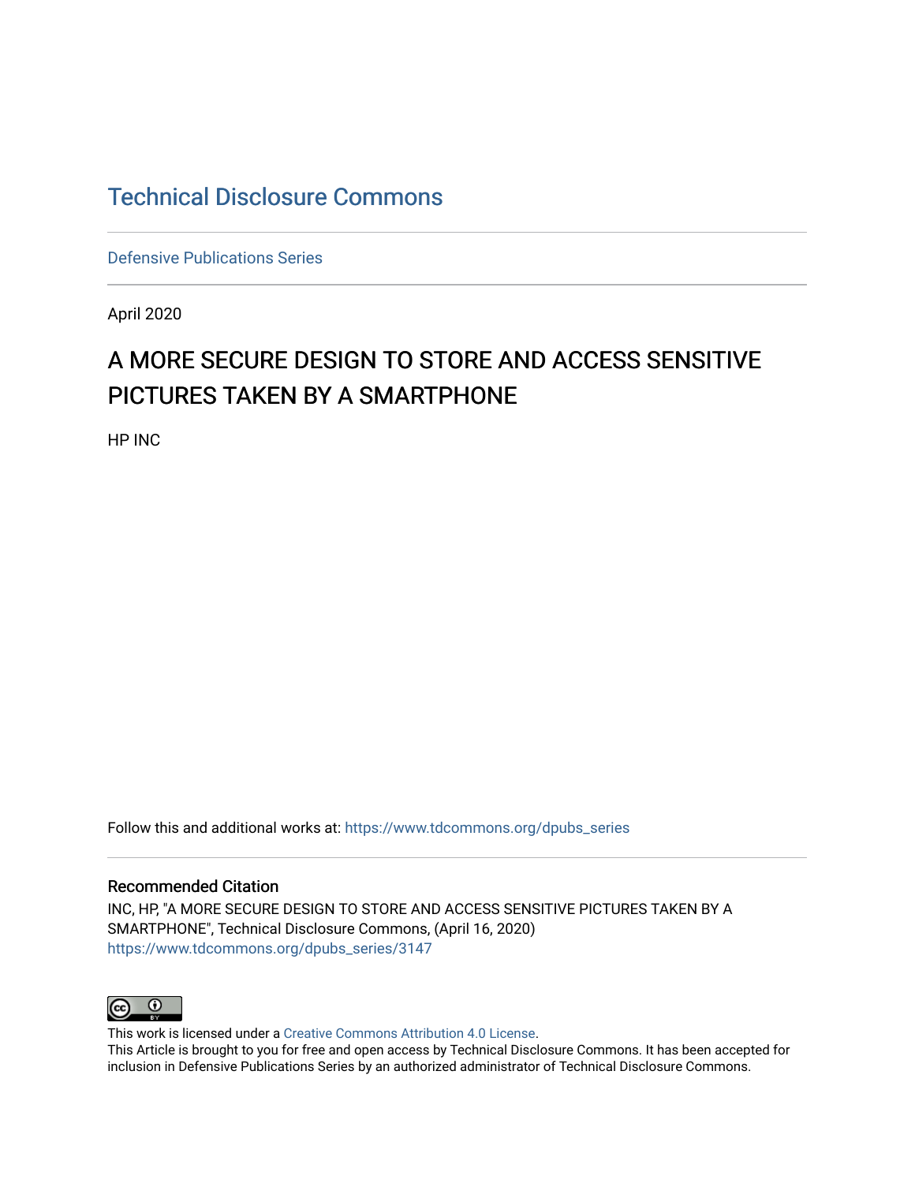# Technical Disclosure Commons

Defensive Publications Series

April 2020

## A MORE SECURE DESIGN TO STORE AND ACCESS SENSITIVE PICTURES TAKEN BY A SMARTPHONE

HP INC

Follow this and additional works at: https://www.tdcommons.org/dpubs_series

### Recommended Citation

INC, HP, "A MORE SECURE DESIGN TO STORE AND ACCESS SENSITIVE PICTURES TAKEN BY A SMARTPHONE", Technical Disclosure Commons, (April 16, 2020)
https://www.tdcommons.org/dpubs_series/3147

This work is licensed under a Creative Commons Attribution 4.0 License.
This Article is brought to you for free and open access by Technical Disclosure Commons. It has been accepted for inclusion in Defensive Publications Series by an authorized administrator of Technical Disclosure Commons.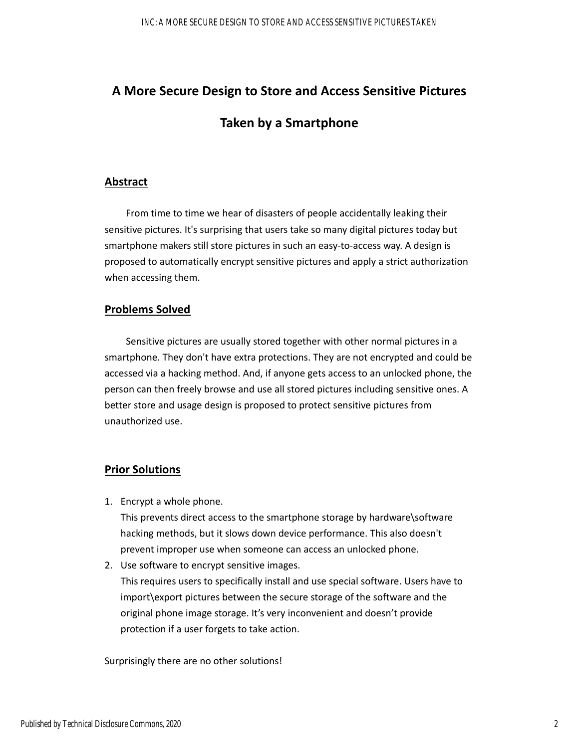# A More Secure Design to Store and Access Sensitive Pictures Taken by a Smartphone

## Abstract

From time to time we hear of disasters of people accidentally leaking their sensitive pictures. It's surprising that users take so many digital pictures today but smartphone makers still store pictures in such an easy-to-access way. A design is proposed to automatically encrypt sensitive pictures and apply a strict authorization when accessing them.

## Problems Solved

Sensitive pictures are usually stored together with other normal pictures in a smartphone. They don't have extra protections. They are not encrypted and could be accessed via a hacking method. And, if anyone gets access to an unlocked phone, the person can then freely browse and use all stored pictures including sensitive ones. A better store and usage design is proposed to protect sensitive pictures from unauthorized use.

## Prior Solutions

1. Encrypt a whole phone.
   This prevents direct access to the smartphone storage by hardware\software hacking methods, but it slows down device performance. This also doesn't prevent improper use when someone can access an unlocked phone.
2. Use software to encrypt sensitive images.
   This requires users to specifically install and use special software. Users have to import\export pictures between the secure storage of the software and the original phone image storage. It's very inconvenient and doesn't provide protection if a user forgets to take action.

Surprisingly there are no other solutions!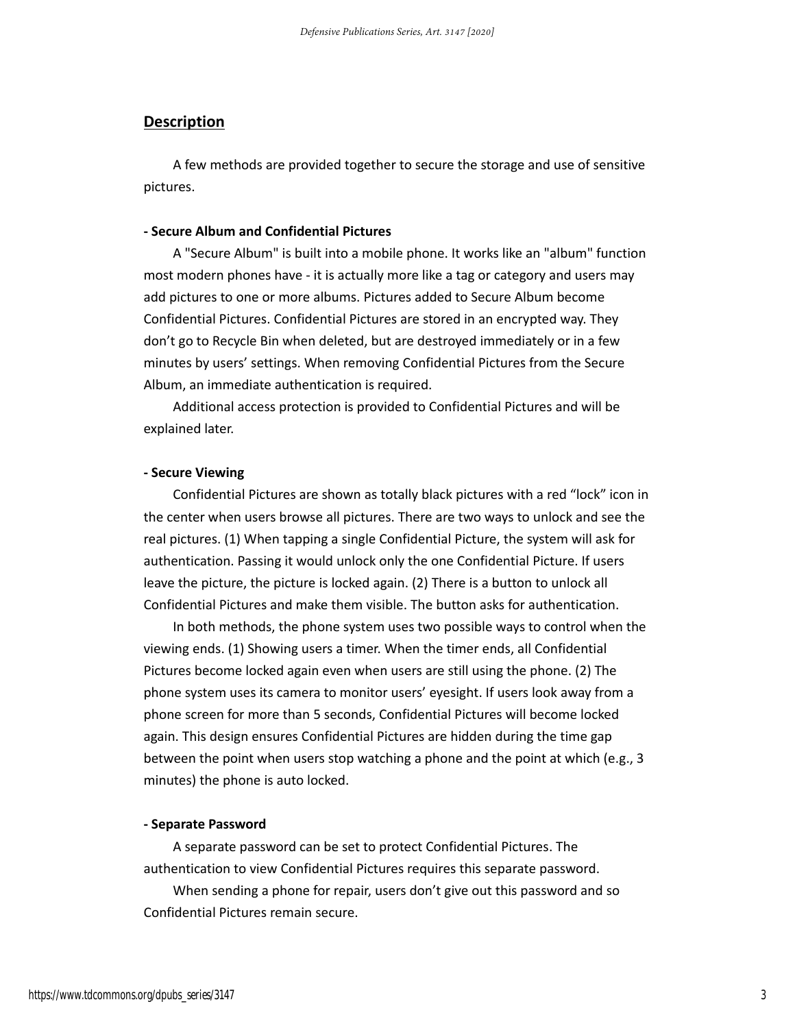## Description

A few methods are provided together to secure the storage and use of sensitive pictures.

**- Secure Album and Confidential Pictures**

A "Secure Album" is built into a mobile phone. It works like an "album" function most modern phones have - it is actually more like a tag or category and users may add pictures to one or more albums. Pictures added to Secure Album become Confidential Pictures. Confidential Pictures are stored in an encrypted way. They don't go to Recycle Bin when deleted, but are destroyed immediately or in a few minutes by users' settings. When removing Confidential Pictures from the Secure Album, an immediate authentication is required.

Additional access protection is provided to Confidential Pictures and will be explained later.

**- Secure Viewing**

Confidential Pictures are shown as totally black pictures with a red "lock" icon in the center when users browse all pictures. There are two ways to unlock and see the real pictures. (1) When tapping a single Confidential Picture, the system will ask for authentication. Passing it would unlock only the one Confidential Picture. If users leave the picture, the picture is locked again. (2) There is a button to unlock all Confidential Pictures and make them visible. The button asks for authentication.

In both methods, the phone system uses two possible ways to control when the viewing ends. (1) Showing users a timer. When the timer ends, all Confidential Pictures become locked again even when users are still using the phone. (2) The phone system uses its camera to monitor users' eyesight. If users look away from a phone screen for more than 5 seconds, Confidential Pictures will become locked again. This design ensures Confidential Pictures are hidden during the time gap between the point when users stop watching a phone and the point at which (e.g., 3 minutes) the phone is auto locked.

**- Separate Password**

A separate password can be set to protect Confidential Pictures. The authentication to view Confidential Pictures requires this separate password.

When sending a phone for repair, users don't give out this password and so Confidential Pictures remain secure.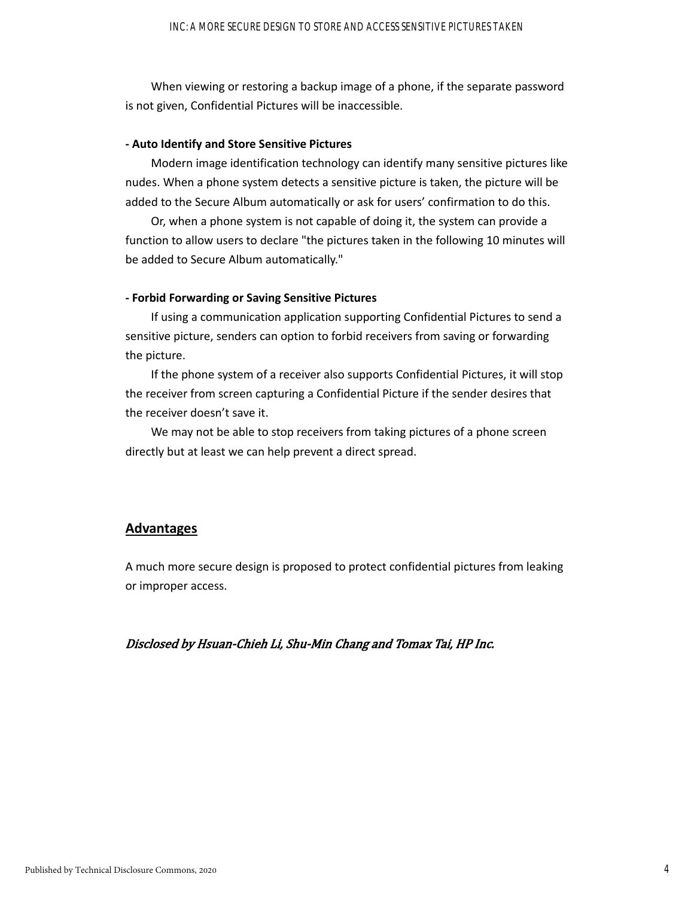When viewing or restoring a backup image of a phone, if the separate password is not given, Confidential Pictures will be inaccessible.

**- Auto Identify and Store Sensitive Pictures**

Modern image identification technology can identify many sensitive pictures like nudes. When a phone system detects a sensitive picture is taken, the picture will be added to the Secure Album automatically or ask for users' confirmation to do this.

Or, when a phone system is not capable of doing it, the system can provide a function to allow users to declare "the pictures taken in the following 10 minutes will be added to Secure Album automatically."

**- Forbid Forwarding or Saving Sensitive Pictures**

If using a communication application supporting Confidential Pictures to send a sensitive picture, senders can option to forbid receivers from saving or forwarding the picture.

If the phone system of a receiver also supports Confidential Pictures, it will stop the receiver from screen capturing a Confidential Picture if the sender desires that the receiver doesn't save it.

We may not be able to stop receivers from taking pictures of a phone screen directly but at least we can help prevent a direct spread.

## Advantages

A much more secure design is proposed to protect confidential pictures from leaking or improper access.

*Disclosed by Hsuan-Chieh Li, Shu-Min Chang and Tomax Tai, HP Inc.*